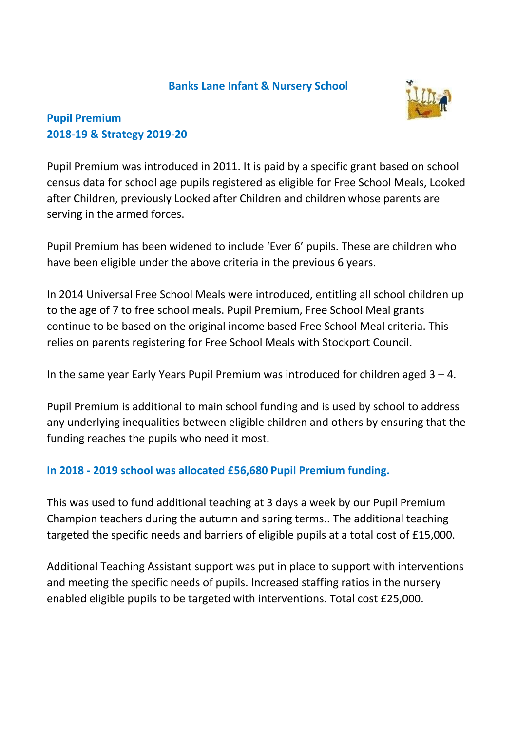# Banks Lane Infant & Nursery School

## Pupil Premium
## 2018-19 & Strategy 2019-20

Pupil Premium was introduced in 2011. It is paid by a specific grant based on school census data for school age pupils registered as eligible for Free School Meals, Looked after Children, previously Looked after Children and children whose parents are serving in the armed forces.

Pupil Premium has been widened to include 'Ever 6' pupils. These are children who have been eligible under the above criteria in the previous 6 years.

In 2014 Universal Free School Meals were introduced, entitling all school children up to the age of 7 to free school meals. Pupil Premium, Free School Meal grants continue to be based on the original income based Free School Meal criteria. This relies on parents registering for Free School Meals with Stockport Council.

In the same year Early Years Pupil Premium was introduced for children aged 3 – 4.

Pupil Premium is additional to main school funding and is used by school to address any underlying inequalities between eligible children and others by ensuring that the funding reaches the pupils who need it most.

### In 2018 - 2019 school was allocated £56,680 Pupil Premium funding.

This was used to fund additional teaching at 3 days a week by our Pupil Premium Champion teachers during the autumn and spring terms.. The additional teaching targeted the specific needs and barriers of eligible pupils at a total cost of £15,000.

Additional Teaching Assistant support was put in place to support with interventions and meeting the specific needs of pupils. Increased staffing ratios in the nursery enabled eligible pupils to be targeted with interventions. Total cost £25,000.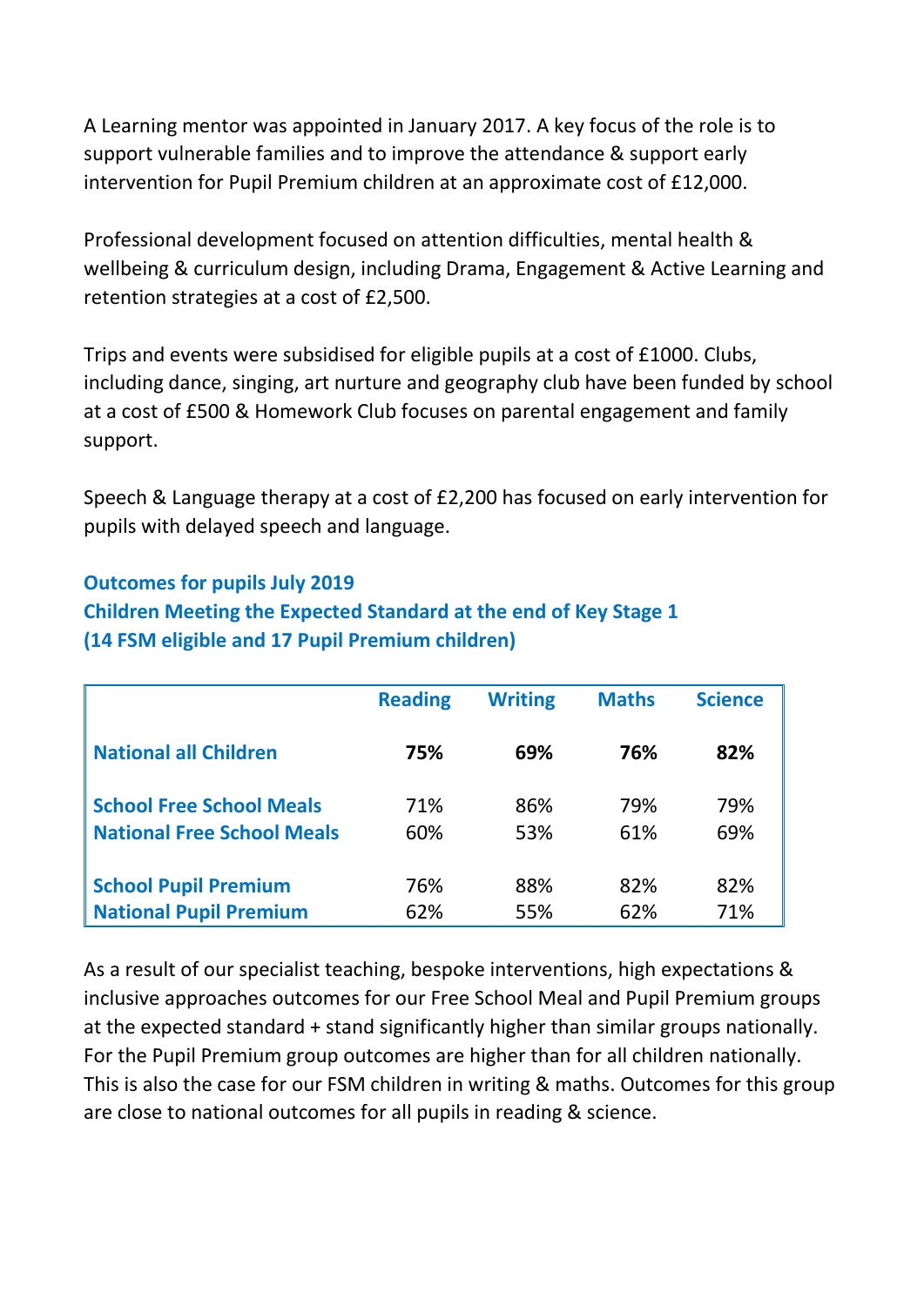A Learning mentor was appointed in January 2017. A key focus of the role is to support vulnerable families and to improve the attendance & support early intervention for Pupil Premium children at an approximate cost of £12,000.

Professional development focused on attention difficulties, mental health & wellbeing & curriculum design, including Drama, Engagement & Active Learning and retention strategies at a cost of £2,500.

Trips and events were subsidised for eligible pupils at a cost of £1000. Clubs, including dance, singing, art nurture and geography club have been funded by school at a cost of £500 & Homework Club focuses on parental engagement and family support.

Speech & Language therapy at a cost of £2,200 has focused on early intervention for pupils with delayed speech and language.

### Outcomes for pupils July 2019
### Children Meeting the Expected Standard at the end of Key Stage 1
### (14 FSM eligible and 17 Pupil Premium children)

| | Reading | Writing | Maths | Science |
|---|---|---|---|---|
| **National all Children** | **75%** | **69%** | **76%** | **82%** |
| **School Free School Meals** | 71% | 86% | 79% | 79% |
| **National Free School Meals** | 60% | 53% | 61% | 69% |
| **School Pupil Premium** | 76% | 88% | 82% | 82% |
| **National Pupil Premium** | 62% | 55% | 62% | 71% |

As a result of our specialist teaching, bespoke interventions, high expectations & inclusive approaches outcomes for our Free School Meal and Pupil Premium groups at the expected standard + stand significantly higher than similar groups nationally. For the Pupil Premium group outcomes are higher than for all children nationally. This is also the case for our FSM children in writing & maths. Outcomes for this group are close to national outcomes for all pupils in reading & science.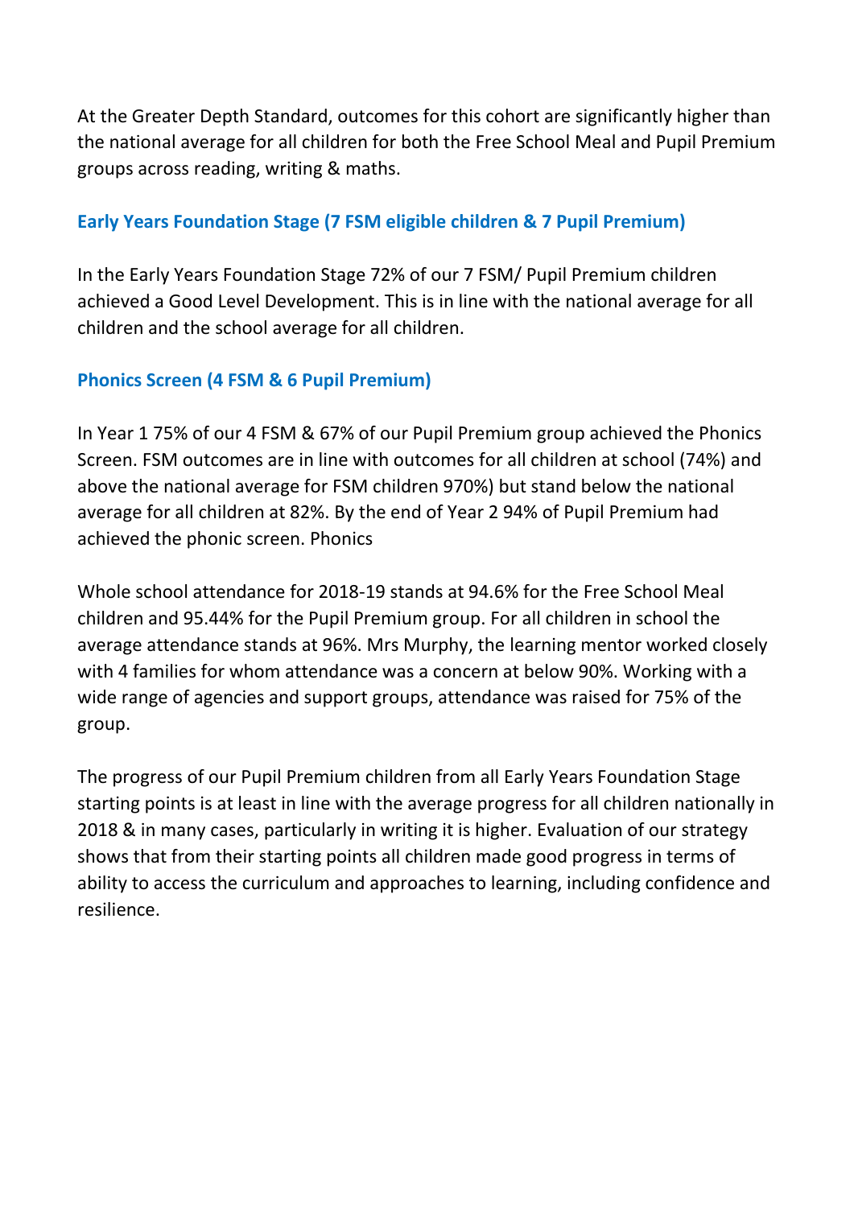At the Greater Depth Standard, outcomes for this cohort are significantly higher than the national average for all children for both the Free School Meal and Pupil Premium groups across reading, writing & maths.

### Early Years Foundation Stage (7 FSM eligible children & 7 Pupil Premium)

In the Early Years Foundation Stage 72% of our 7 FSM/ Pupil Premium children achieved a Good Level Development. This is in line with the national average for all children and the school average for all children.

### Phonics Screen (4 FSM & 6 Pupil Premium)

In Year 1 75% of our 4 FSM & 67% of our Pupil Premium group achieved the Phonics Screen. FSM outcomes are in line with outcomes for all children at school (74%) and above the national average for FSM children 970%) but stand below the national average for all children at 82%. By the end of Year 2 94% of Pupil Premium had achieved the phonic screen. Phonics

Whole school attendance for 2018-19 stands at 94.6% for the Free School Meal children and 95.44% for the Pupil Premium group. For all children in school the average attendance stands at 96%. Mrs Murphy, the learning mentor worked closely with 4 families for whom attendance was a concern at below 90%. Working with a wide range of agencies and support groups, attendance was raised for 75% of the group.

The progress of our Pupil Premium children from all Early Years Foundation Stage starting points is at least in line with the average progress for all children nationally in 2018 & in many cases, particularly in writing it is higher. Evaluation of our strategy shows that from their starting points all children made good progress in terms of ability to access the curriculum and approaches to learning, including confidence and resilience.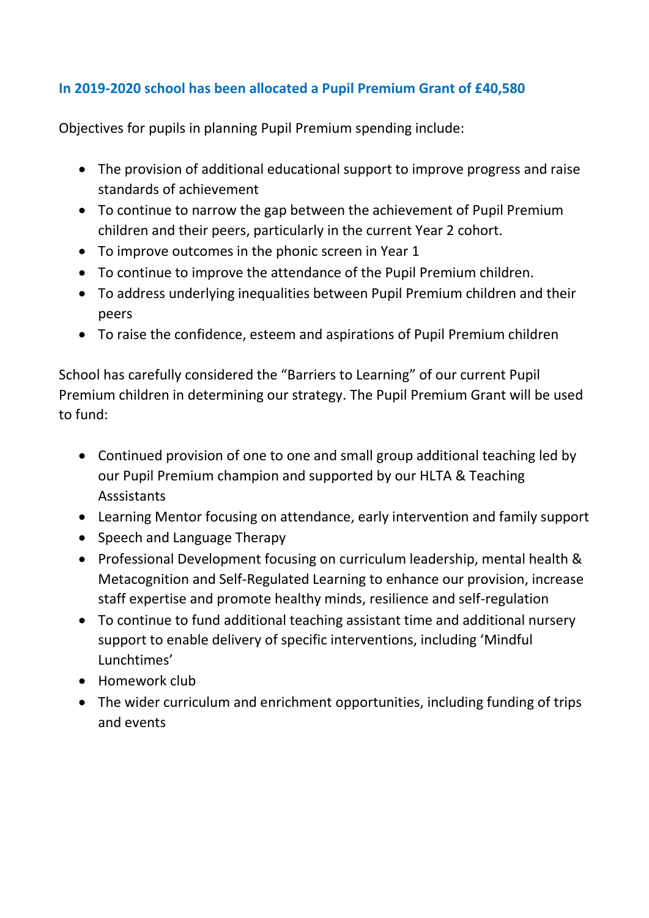## In 2019-2020 school has been allocated a Pupil Premium Grant of £40,580

Objectives for pupils in planning Pupil Premium spending include:

- The provision of additional educational support to improve progress and raise standards of achievement
- To continue to narrow the gap between the achievement of Pupil Premium children and their peers, particularly in the current Year 2 cohort.
- To improve outcomes in the phonic screen in Year 1
- To continue to improve the attendance of the Pupil Premium children.
- To address underlying inequalities between Pupil Premium children and their peers
- To raise the confidence, esteem and aspirations of Pupil Premium children

School has carefully considered the "Barriers to Learning" of our current Pupil Premium children in determining our strategy. The Pupil Premium Grant will be used to fund:

- Continued provision of one to one and small group additional teaching led by our Pupil Premium champion and supported by our HLTA & Teaching Asssistants
- Learning Mentor focusing on attendance, early intervention and family support
- Speech and Language Therapy
- Professional Development focusing on curriculum leadership, mental health & Metacognition and Self-Regulated Learning to enhance our provision, increase staff expertise and promote healthy minds, resilience and self-regulation
- To continue to fund additional teaching assistant time and additional nursery support to enable delivery of specific interventions, including 'Mindful Lunchtimes'
- Homework club
- The wider curriculum and enrichment opportunities, including funding of trips and events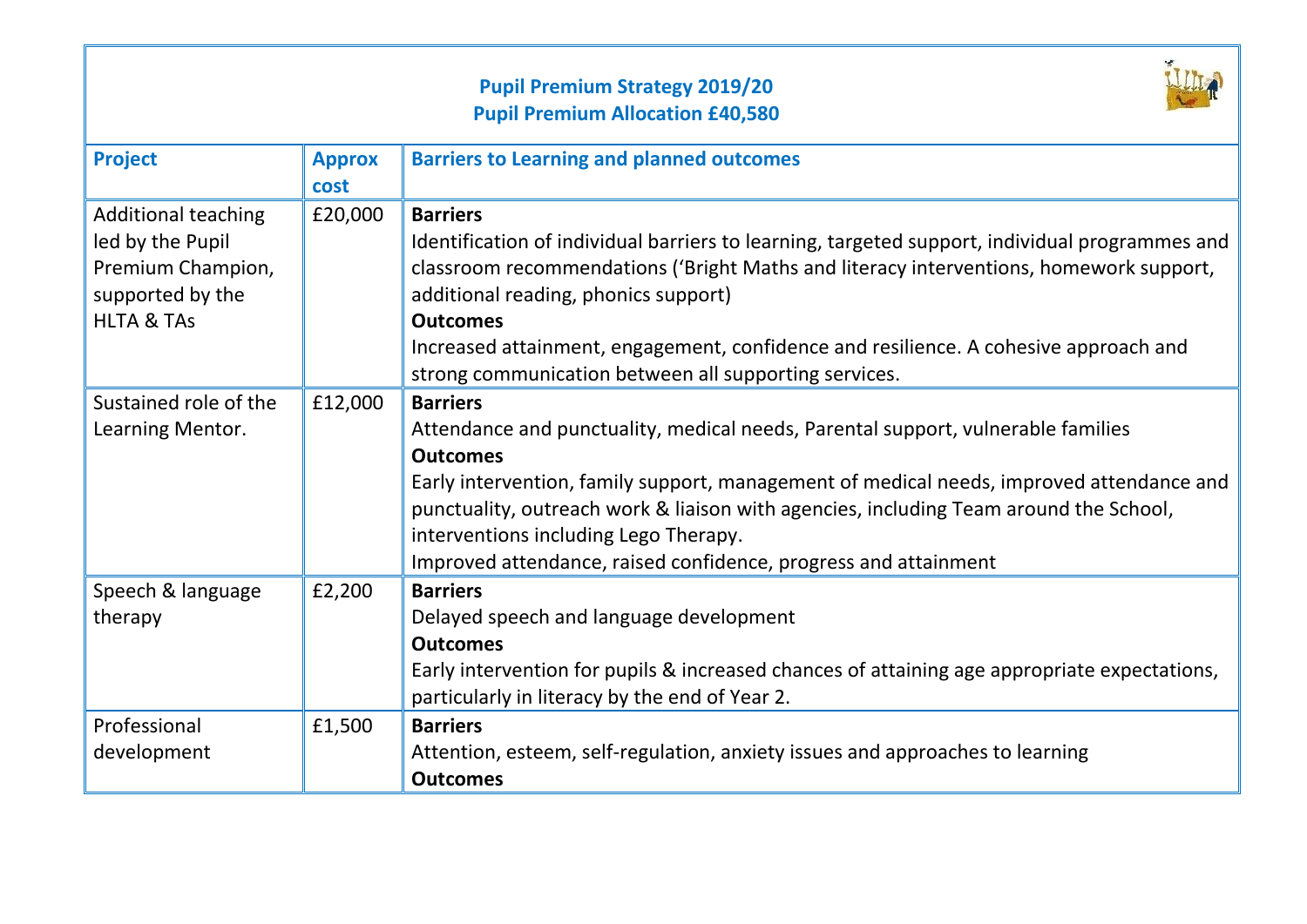**Pupil Premium Strategy 2019/20**
**Pupil Premium Allocation £40,580**

| Project | Approx cost | Barriers to Learning and planned outcomes |
|---|---|---|
| Additional teaching led by the Pupil Premium Champion, supported by the HLTA & TAs | £20,000 | **Barriers**<br>Identification of individual barriers to learning, targeted support, individual programmes and classroom recommendations ('Bright Maths and literacy interventions, homework support, additional reading, phonics support)<br>**Outcomes**<br>Increased attainment, engagement, confidence and resilience. A cohesive approach and strong communication between all supporting services. |
| Sustained role of the Learning Mentor. | £12,000 | **Barriers**<br>Attendance and punctuality, medical needs, Parental support, vulnerable families<br>**Outcomes**<br>Early intervention, family support, management of medical needs, improved attendance and punctuality, outreach work & liaison with agencies, including Team around the School, interventions including Lego Therapy.<br>Improved attendance, raised confidence, progress and attainment |
| Speech & language therapy | £2,200 | **Barriers**<br>Delayed speech and language development<br>**Outcomes**<br>Early intervention for pupils & increased chances of attaining age appropriate expectations, particularly in literacy by the end of Year 2. |
| Professional development | £1,500 | **Barriers**<br>Attention, esteem, self-regulation, anxiety issues and approaches to learning<br>**Outcomes** |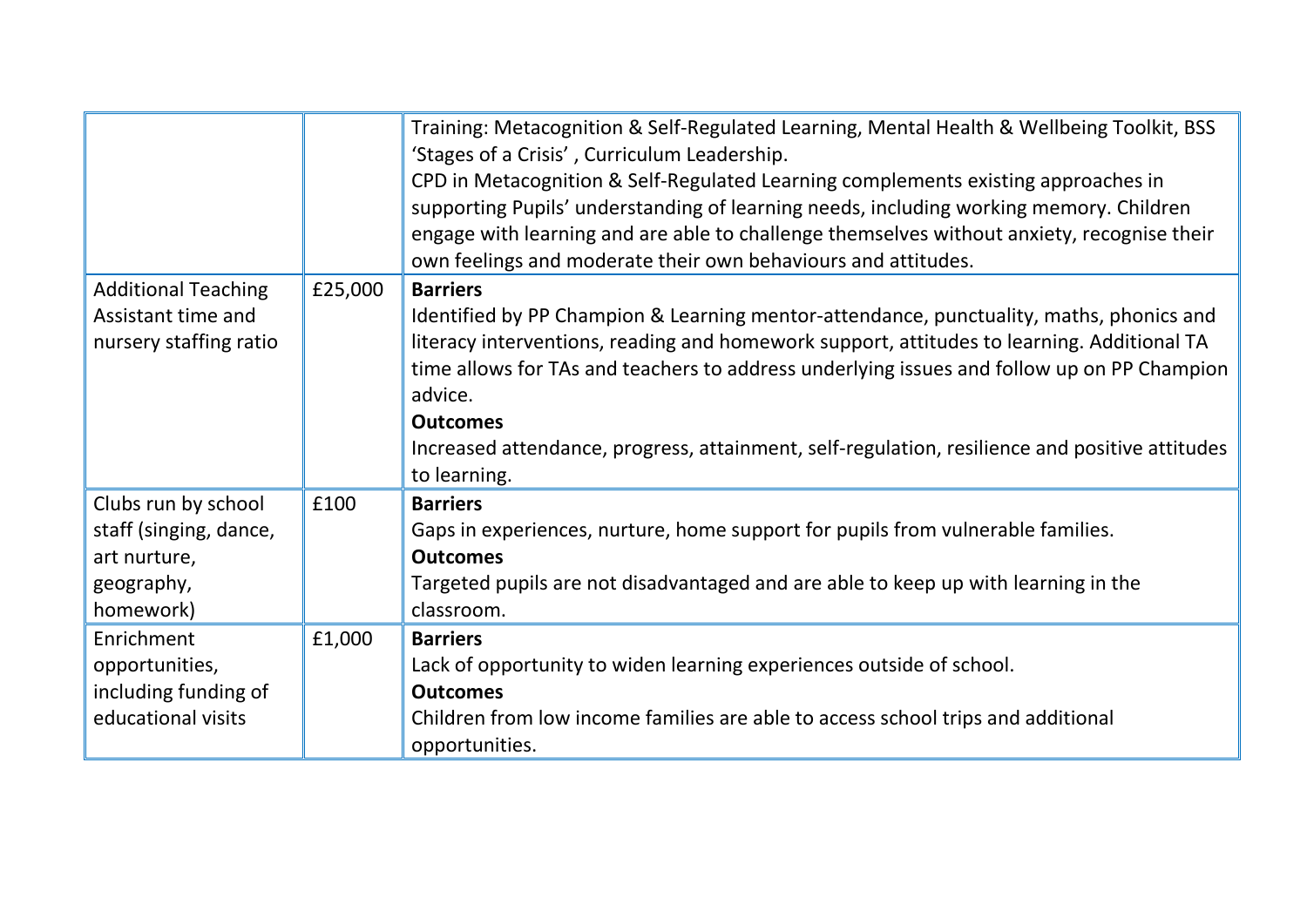| | | |
|---|---|---|
| | | Training: Metacognition & Self-Regulated Learning, Mental Health & Wellbeing Toolkit, BSS 'Stages of a Crisis' , Curriculum Leadership.<br>CPD in Metacognition & Self-Regulated Learning complements existing approaches in supporting Pupils' understanding of learning needs, including working memory. Children engage with learning and are able to challenge themselves without anxiety, recognise their own feelings and moderate their own behaviours and attitudes. |
| Additional Teaching Assistant time and nursery staffing ratio | £25,000 | **Barriers**<br>Identified by PP Champion & Learning mentor-attendance, punctuality, maths, phonics and literacy interventions, reading and homework support, attitudes to learning. Additional TA time allows for TAs and teachers to address underlying issues and follow up on PP Champion advice.<br>**Outcomes**<br>Increased attendance, progress, attainment, self-regulation, resilience and positive attitudes to learning. |
| Clubs run by school staff (singing, dance, art nurture, geography, homework) | £100 | **Barriers**<br>Gaps in experiences, nurture, home support for pupils from vulnerable families.<br>**Outcomes**<br>Targeted pupils are not disadvantaged and are able to keep up with learning in the classroom. |
| Enrichment opportunities, including funding of educational visits | £1,000 | **Barriers**<br>Lack of opportunity to widen learning experiences outside of school.<br>**Outcomes**<br>Children from low income families are able to access school trips and additional opportunities. |